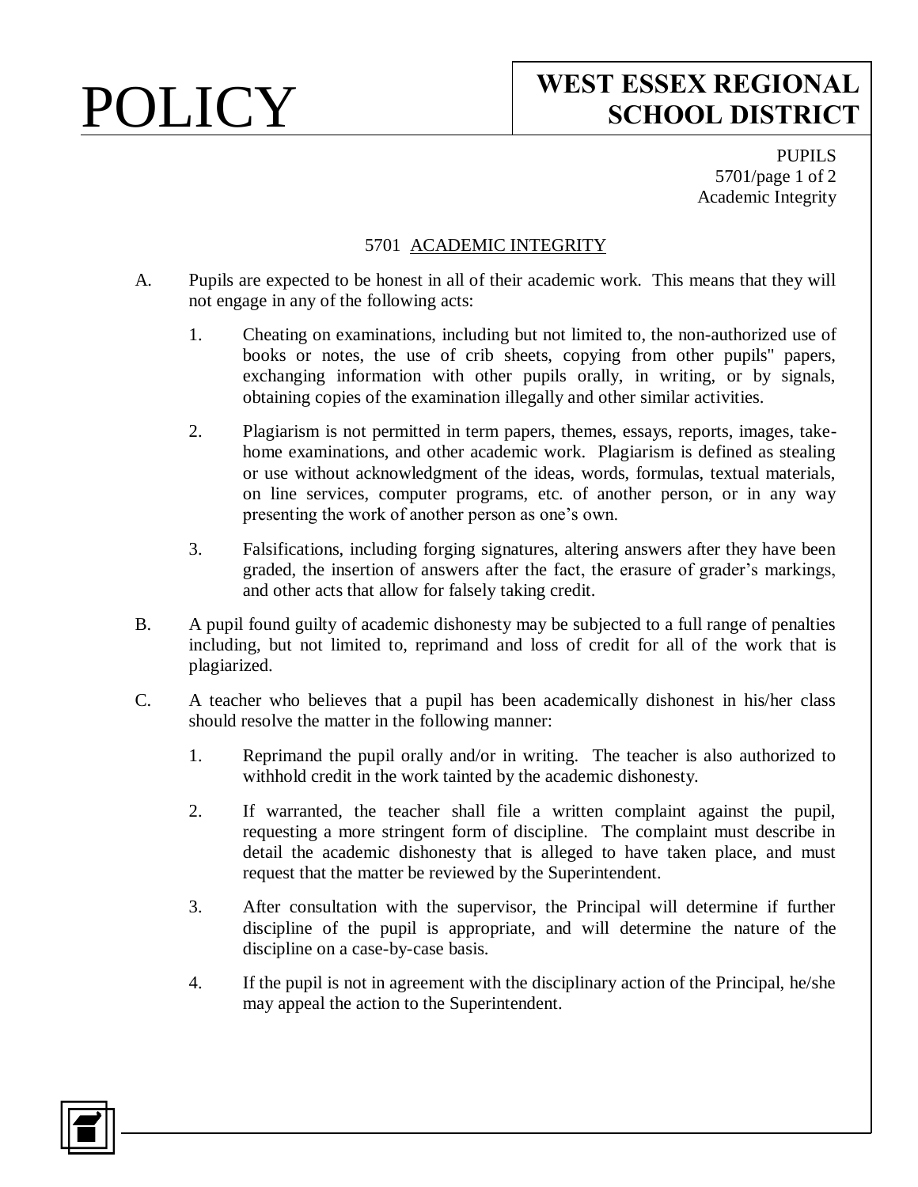# POLICY

## WEST ESSEX REGIONAL SCHOOL DISTRICT

PUPILS
Academic Integrity

### 5701 ACADEMIC INTEGRITY

A. Pupils are expected to be honest in all of their academic work. This means that they will not engage in any of the following acts:

1. Cheating on examinations, including but not limited to, the non-authorized use of books or notes, the use of crib sheets, copying from other pupils" papers, exchanging information with other pupils orally, in writing, or by signals, obtaining copies of the examination illegally and other similar activities.

2. Plagiarism is not permitted in term papers, themes, essays, reports, images, take-home examinations, and other academic work. Plagiarism is defined as stealing or use without acknowledgment of the ideas, words, formulas, textual materials, on line services, computer programs, etc. of another person, or in any way presenting the work of another person as one's own.

3. Falsifications, including forging signatures, altering answers after they have been graded, the insertion of answers after the fact, the erasure of grader's markings, and other acts that allow for falsely taking credit.

B. A pupil found guilty of academic dishonesty may be subjected to a full range of penalties including, but not limited to, reprimand and loss of credit for all of the work that is plagiarized.

C. A teacher who believes that a pupil has been academically dishonest in his/her class should resolve the matter in the following manner:

1. Reprimand the pupil orally and/or in writing. The teacher is also authorized to withhold credit in the work tainted by the academic dishonesty.

2. If warranted, the teacher shall file a written complaint against the pupil, requesting a more stringent form of discipline. The complaint must describe in detail the academic dishonesty that is alleged to have taken place, and must request that the matter be reviewed by the Superintendent.

3. After consultation with the supervisor, the Principal will determine if further discipline of the pupil is appropriate, and will determine the nature of the discipline on a case-by-case basis.

4. If the pupil is not in agreement with the disciplinary action of the Principal, he/she may appeal the action to the Superintendent.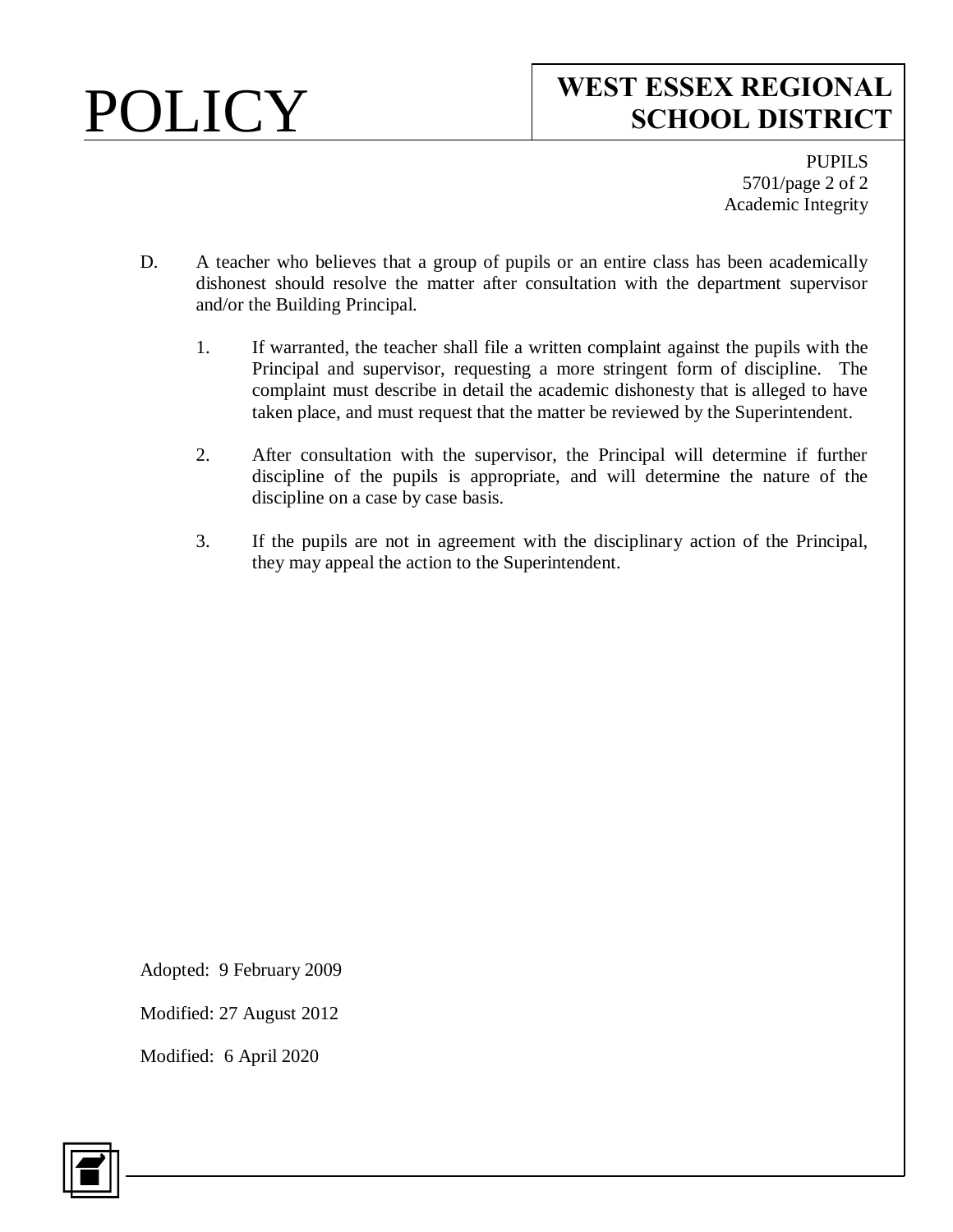D. A teacher who believes that a group of pupils or an entire class has been academically dishonest should resolve the matter after consultation with the department supervisor and/or the Building Principal.

1. If warranted, the teacher shall file a written complaint against the pupils with the Principal and supervisor, requesting a more stringent form of discipline. The complaint must describe in detail the academic dishonesty that is alleged to have taken place, and must request that the matter be reviewed by the Superintendent.

2. After consultation with the supervisor, the Principal will determine if further discipline of the pupils is appropriate, and will determine the nature of the discipline on a case by case basis.

3. If the pupils are not in agreement with the disciplinary action of the Principal, they may appeal the action to the Superintendent.

Adopted: 9 February 2009

Modified: 27 August 2012

Modified: 6 April 2020